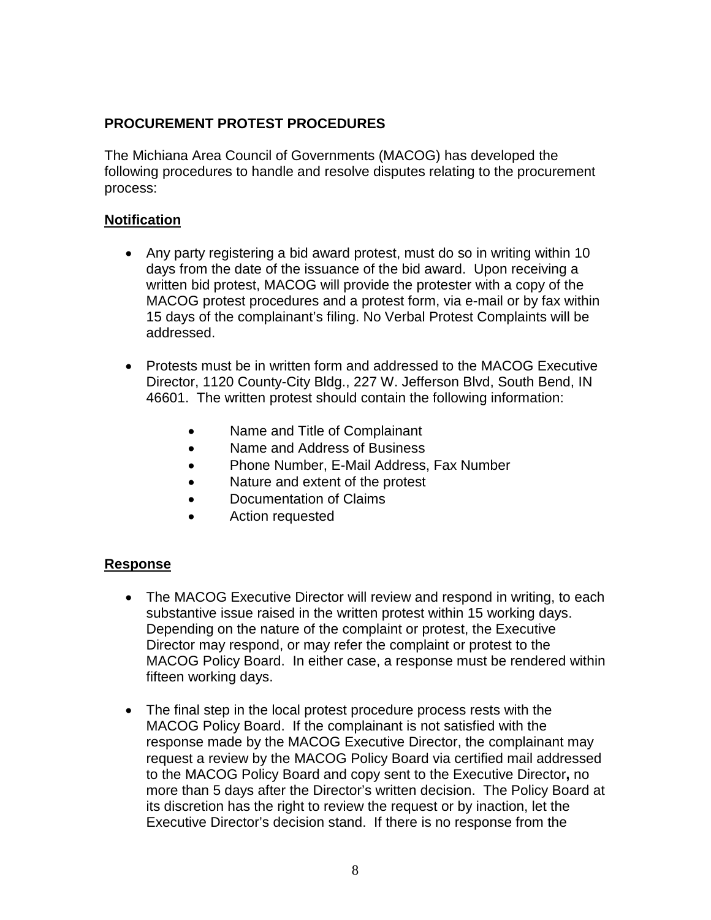**PROCUREMENT PROTEST PROCEDURES**

The Michiana Area Council of Governments (MACOG) has developed the following procedures to handle and resolve disputes relating to the procurement process:

**Notification**

- Any party registering a bid award protest, must do so in writing within 10 days from the date of the issuance of the bid award. Upon receiving a written bid protest, MACOG will provide the protester with a copy of the MACOG protest procedures and a protest form, via e-mail or by fax within 15 days of the complainant's filing. No Verbal Protest Complaints will be addressed.

- Protests must be in written form and addressed to the MACOG Executive Director, 1120 County-City Bldg., 227 W. Jefferson Blvd, South Bend, IN 46601. The written protest should contain the following information:

  - Name and Title of Complainant
  - Name and Address of Business
  - Phone Number, E-Mail Address, Fax Number
  - Nature and extent of the protest
  - Documentation of Claims
  - Action requested

**Response**

- The MACOG Executive Director will review and respond in writing, to each substantive issue raised in the written protest within 15 working days. Depending on the nature of the complaint or protest, the Executive Director may respond, or may refer the complaint or protest to the MACOG Policy Board. In either case, a response must be rendered within fifteen working days.

- The final step in the local protest procedure process rests with the MACOG Policy Board. If the complainant is not satisfied with the response made by the MACOG Executive Director, the complainant may request a review by the MACOG Policy Board via certified mail addressed to the MACOG Policy Board and copy sent to the Executive Director**,** no more than 5 days after the Director's written decision. The Policy Board at its discretion has the right to review the request or by inaction, let the Executive Director's decision stand. If there is no response from the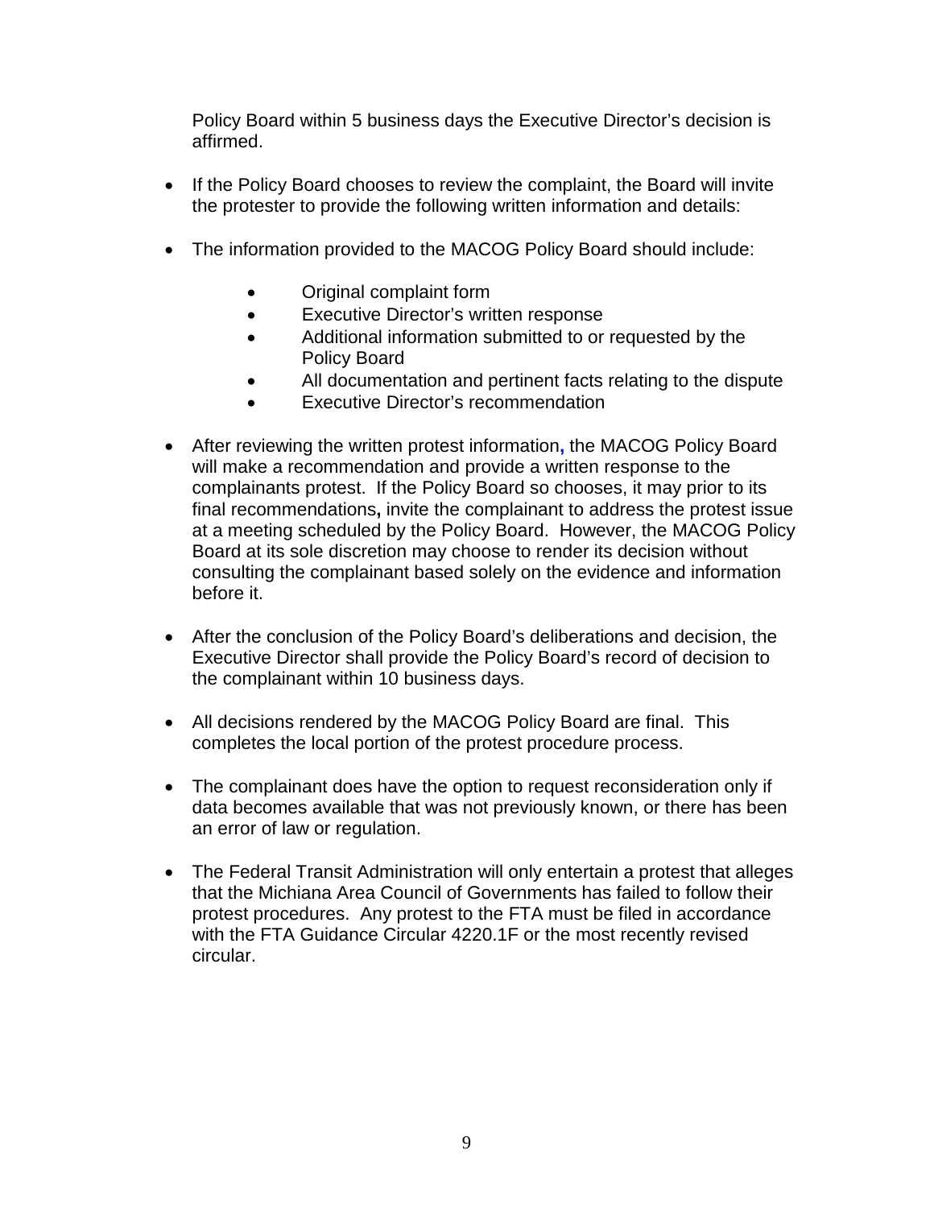Policy Board within 5 business days the Executive Director's decision is affirmed.

- If the Policy Board chooses to review the complaint, the Board will invite the protester to provide the following written information and details:

- The information provided to the MACOG Policy Board should include:

  - Original complaint form
  - Executive Director's written response
  - Additional information submitted to or requested by the Policy Board
  - All documentation and pertinent facts relating to the dispute
  - Executive Director's recommendation

- After reviewing the written protest information**,** the MACOG Policy Board will make a recommendation and provide a written response to the complainants protest. If the Policy Board so chooses, it may prior to its final recommendations**,** invite the complainant to address the protest issue at a meeting scheduled by the Policy Board. However, the MACOG Policy Board at its sole discretion may choose to render its decision without consulting the complainant based solely on the evidence and information before it.

- After the conclusion of the Policy Board's deliberations and decision, the Executive Director shall provide the Policy Board's record of decision to the complainant within 10 business days.

- All decisions rendered by the MACOG Policy Board are final. This completes the local portion of the protest procedure process.

- The complainant does have the option to request reconsideration only if data becomes available that was not previously known, or there has been an error of law or regulation.

- The Federal Transit Administration will only entertain a protest that alleges that the Michiana Area Council of Governments has failed to follow their protest procedures. Any protest to the FTA must be filed in accordance with the FTA Guidance Circular 4220.1F or the most recently revised circular.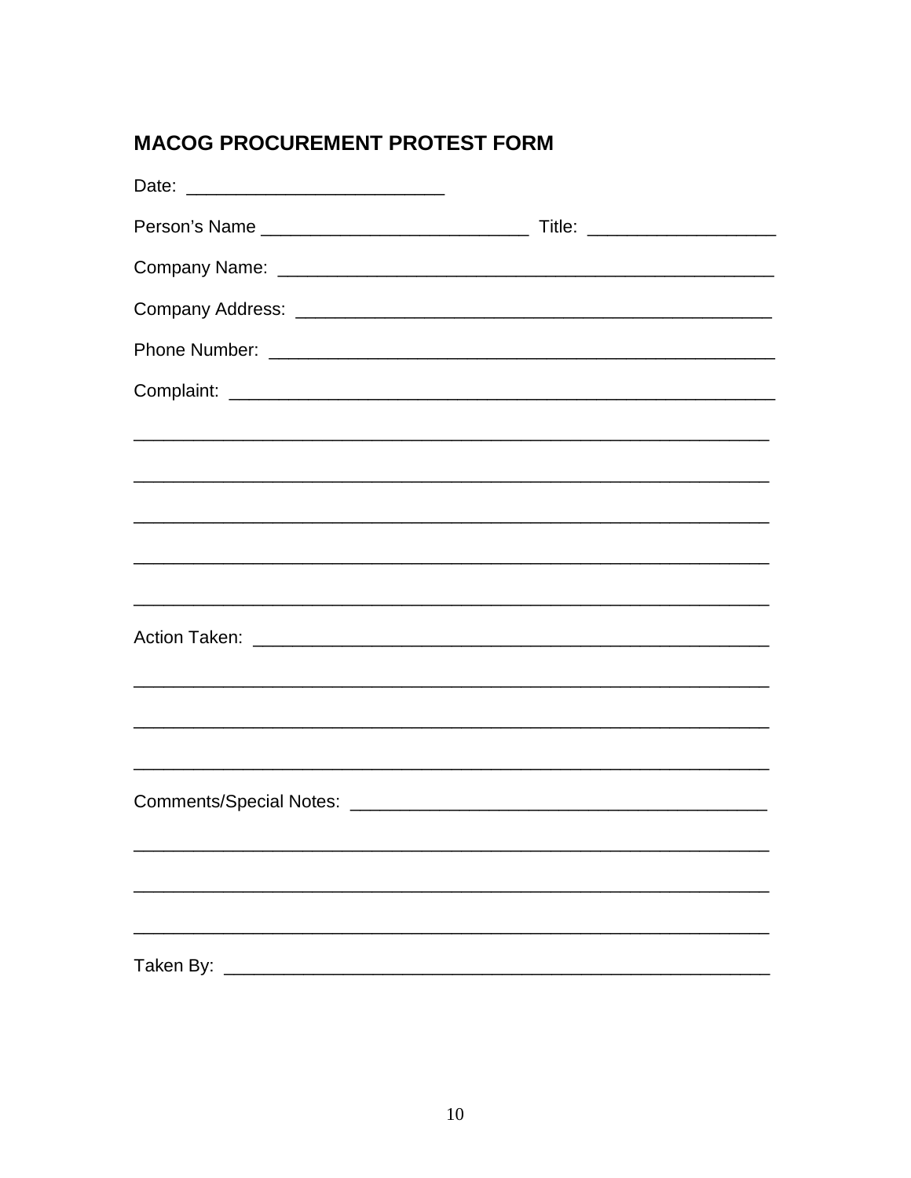## MACOG PROCUREMENT PROTEST FORM

Date: __________________________

Person's Name ___________________________ Title: ___________________

Company Name: _____________________________________________________

Company Address: __________________________________________________

Phone Number: _____________________________________________________

Complaint: _________________________________________________________

_____________________________________________________________________

_____________________________________________________________________

_____________________________________________________________________

_____________________________________________________________________

_____________________________________________________________________

Action Taken: ______________________________________________________

_____________________________________________________________________

_____________________________________________________________________

_____________________________________________________________________

Comments/Special Notes: ___________________________________________

_____________________________________________________________________

_____________________________________________________________________

_____________________________________________________________________

Taken By: _________________________________________________________